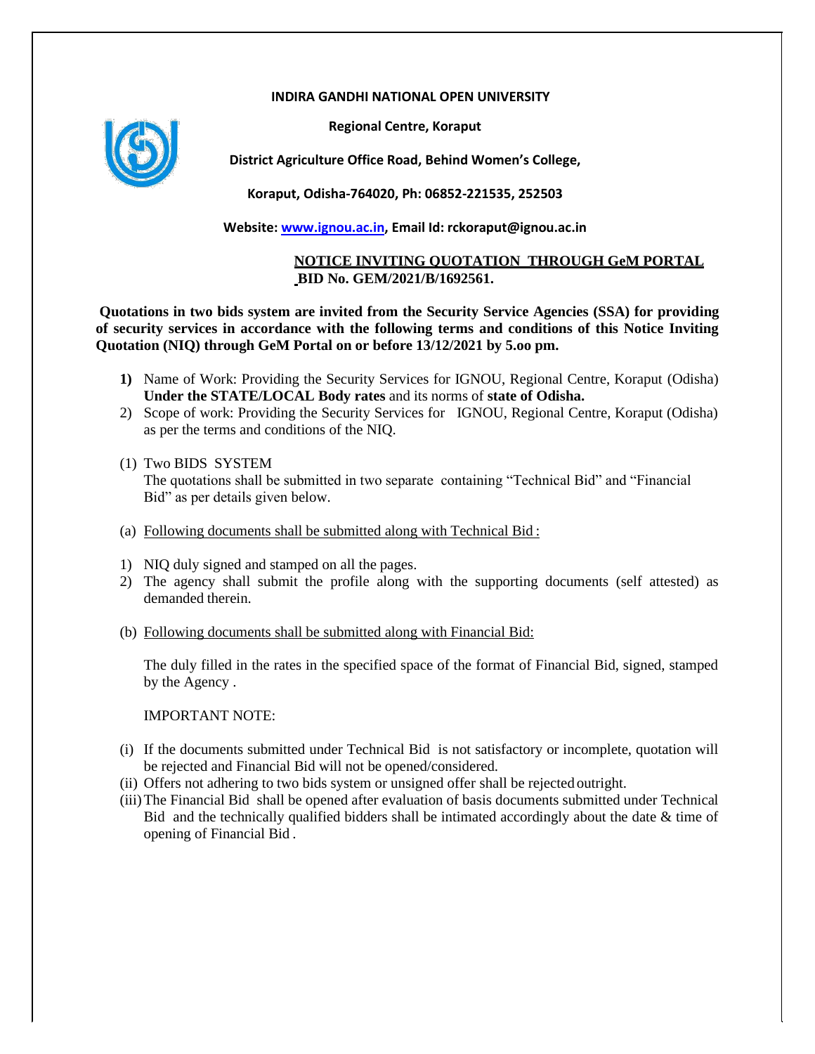**INDIRA GANDHI NATIONAL OPEN UNIVERSITY**

**Regional Centre, Koraput**

**District Agriculture Office Road, Behind Women's College,**

**Koraput, Odisha-764020, Ph: 06852-221535, 252503**

**Website: www.ignou.ac.in, Email Id: rckoraput@ignou.ac.in**

**NOTICE INVITING QUOTATION THROUGH GeM PORTAL**
**BID No. GEM/2021/B/1692561.**

**Quotations in two bids system are invited from the Security Service Agencies (SSA) for providing of security services in accordance with the following terms and conditions of this Notice Inviting Quotation (NIQ) through GeM Portal on or before 13/12/2021 by 5.oo pm.**

1) Name of Work: Providing the Security Services for IGNOU, Regional Centre, Koraput (Odisha) **Under the STATE/LOCAL Body rates** and its norms of **state of Odisha.**
2) Scope of work: Providing the Security Services for IGNOU, Regional Centre, Koraput (Odisha) as per the terms and conditions of the NIQ.

(1) Two BIDS SYSTEM
The quotations shall be submitted in two separate containing "Technical Bid" and "Financial Bid" as per details given below.

(a) Following documents shall be submitted along with Technical Bid :

1) NIQ duly signed and stamped on all the pages.
2) The agency shall submit the profile along with the supporting documents (self attested) as demanded therein.

(b) Following documents shall be submitted along with Financial Bid:

The duly filled in the rates in the specified space of the format of Financial Bid, signed, stamped by the Agency .

IMPORTANT NOTE:

(i) If the documents submitted under Technical Bid is not satisfactory or incomplete, quotation will be rejected and Financial Bid will not be opened/considered.
(ii) Offers not adhering to two bids system or unsigned offer shall be rejected outright.
(iii) The Financial Bid shall be opened after evaluation of basis documents submitted under Technical Bid and the technically qualified bidders shall be intimated accordingly about the date & time of opening of Financial Bid .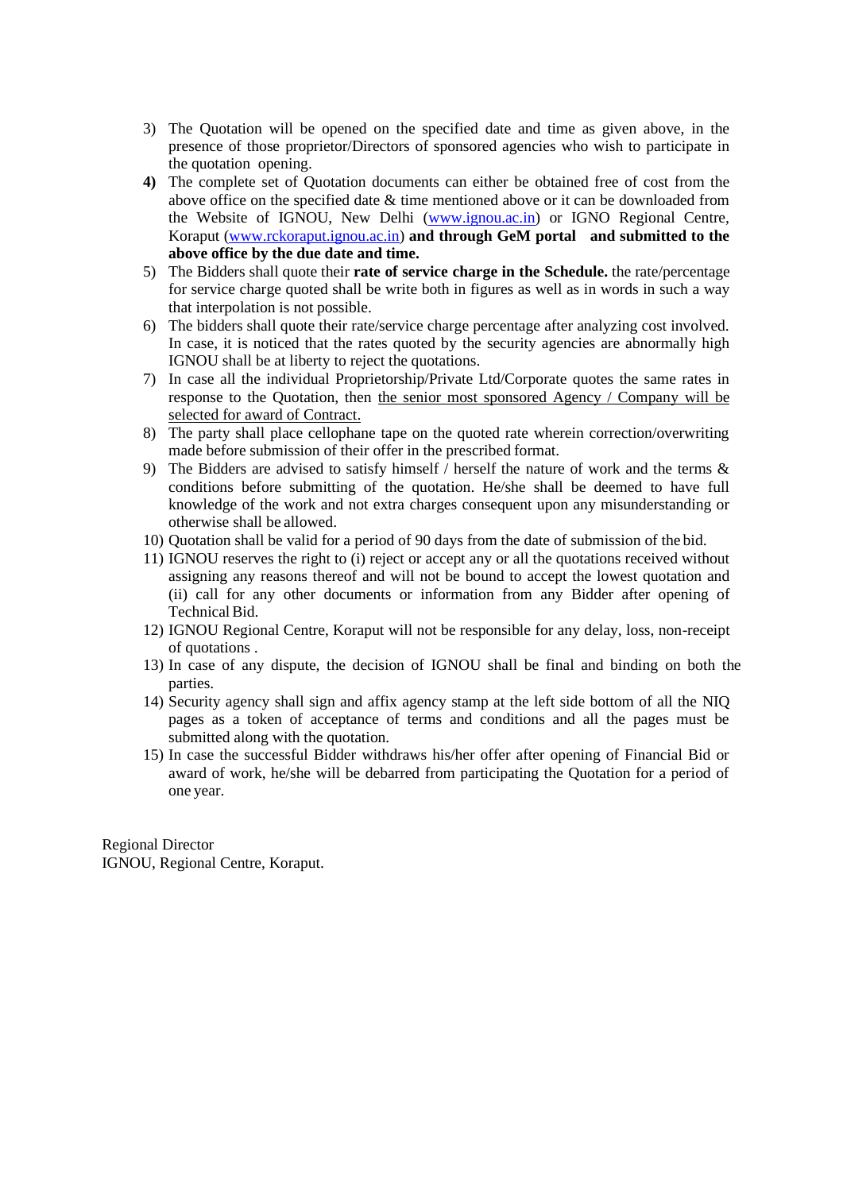3) The Quotation will be opened on the specified date and time as given above, in the presence of those proprietor/Directors of sponsored agencies who wish to participate in the quotation opening.
4) The complete set of Quotation documents can either be obtained free of cost from the above office on the specified date & time mentioned above or it can be downloaded from the Website of IGNOU, New Delhi ([www.ignou.ac.in](http://www.ignou.ac.in)) or IGNO Regional Centre, Koraput ([www.rckoraput.ignou.ac.in](http://www.rckoraput.ignou.ac.in)) **and through GeM portal and submitted to the above office by the due date and time.**
5) The Bidders shall quote their **rate of service charge in the Schedule.** the rate/percentage for service charge quoted shall be write both in figures as well as in words in such a way that interpolation is not possible.
6) The bidders shall quote their rate/service charge percentage after analyzing cost involved. In case, it is noticed that the rates quoted by the security agencies are abnormally high IGNOU shall be at liberty to reject the quotations.
7) In case all the individual Proprietorship/Private Ltd/Corporate quotes the same rates in response to the Quotation, then the senior most sponsored Agency / Company will be selected for award of Contract.
8) The party shall place cellophane tape on the quoted rate wherein correction/overwriting made before submission of their offer in the prescribed format.
9) The Bidders are advised to satisfy himself / herself the nature of work and the terms & conditions before submitting of the quotation. He/she shall be deemed to have full knowledge of the work and not extra charges consequent upon any misunderstanding or otherwise shall be allowed.
10) Quotation shall be valid for a period of 90 days from the date of submission of the bid.
11) IGNOU reserves the right to (i) reject or accept any or all the quotations received without assigning any reasons thereof and will not be bound to accept the lowest quotation and (ii) call for any other documents or information from any Bidder after opening of Technical Bid.
12) IGNOU Regional Centre, Koraput will not be responsible for any delay, loss, non-receipt of quotations .
13) In case of any dispute, the decision of IGNOU shall be final and binding on both the parties.
14) Security agency shall sign and affix agency stamp at the left side bottom of all the NIQ pages as a token of acceptance of terms and conditions and all the pages must be submitted along with the quotation.
15) In case the successful Bidder withdraws his/her offer after opening of Financial Bid or award of work, he/she will be debarred from participating the Quotation for a period of one year.

Regional Director
IGNOU, Regional Centre, Koraput.